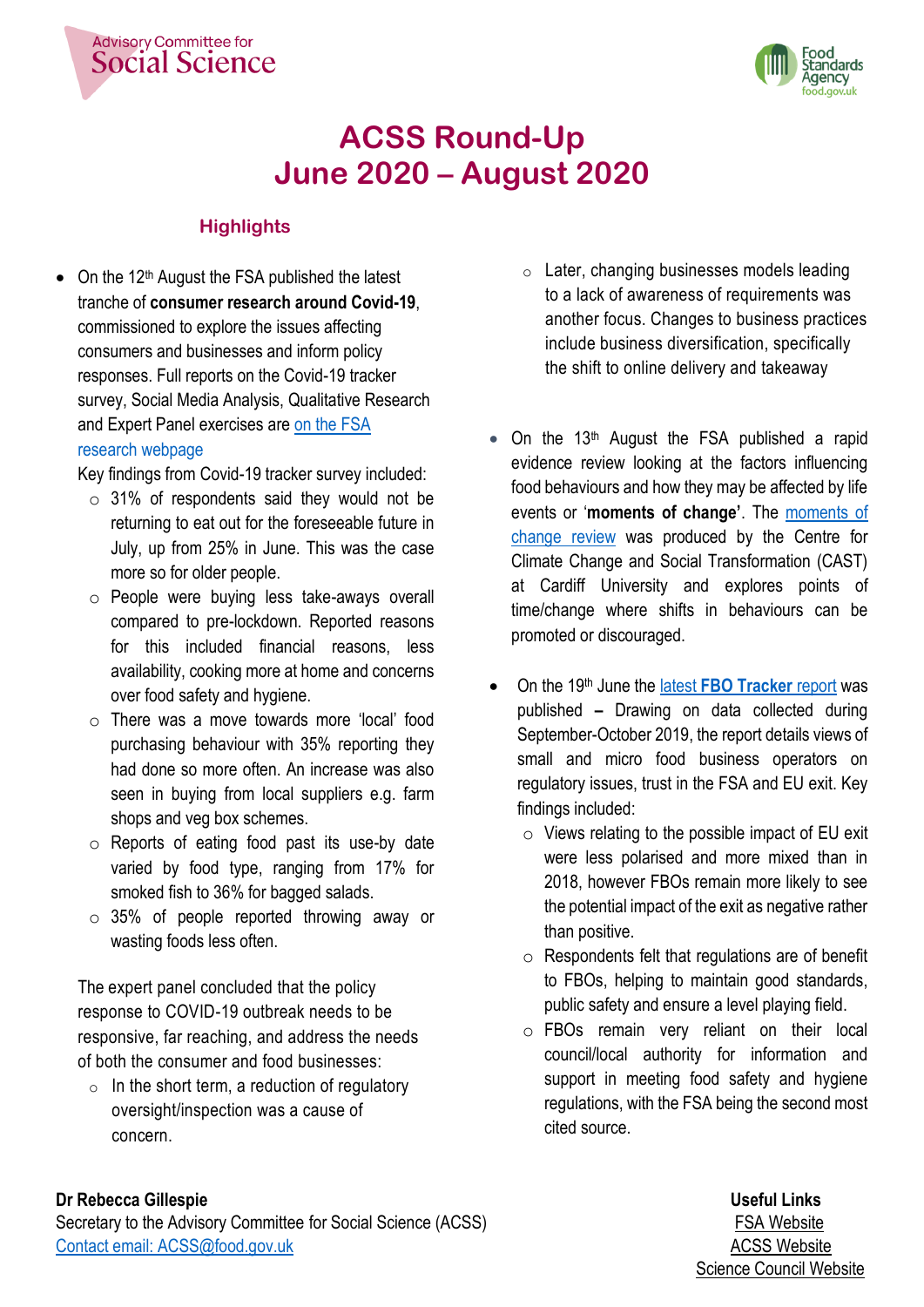Advisory Committee for Social Science

Food Standards Agency food.gov.uk

# ACSS Round-Up
# June 2020 – August 2020

## Highlights

- On the 12th August the FSA published the latest tranche of **consumer research around Covid-19**, commissioned to explore the issues affecting consumers and businesses and inform policy responses. Full reports on the Covid-19 tracker survey, Social Media Analysis, Qualitative Research and Expert Panel exercises are on the FSA research webpage

  Key findings from Covid-19 tracker survey included:
  - 31% of respondents said they would not be returning to eat out for the foreseeable future in July, up from 25% in June. This was the case more so for older people.
  - People were buying less take-aways overall compared to pre-lockdown. Reported reasons for this included financial reasons, less availability, cooking more at home and concerns over food safety and hygiene.
  - There was a move towards more 'local' food purchasing behaviour with 35% reporting they had done so more often. An increase was also seen in buying from local suppliers e.g. farm shops and veg box schemes.
  - Reports of eating food past its use-by date varied by food type, ranging from 17% for smoked fish to 36% for bagged salads.
  - 35% of people reported throwing away or wasting foods less often.

  The expert panel concluded that the policy response to COVID-19 outbreak needs to be responsive, far reaching, and address the needs of both the consumer and food businesses:
  - In the short term, a reduction of regulatory oversight/inspection was a cause of concern.
  - Later, changing businesses models leading to a lack of awareness of requirements was another focus. Changes to business practices include business diversification, specifically the shift to online delivery and takeaway

- On the 13th August the FSA published a rapid evidence review looking at the factors influencing food behaviours and how they may be affected by life events or '**moments of change**'. The moments of change review was produced by the Centre for Climate Change and Social Transformation (CAST) at Cardiff University and explores points of time/change where shifts in behaviours can be promoted or discouraged.

- On the 19th June the latest **FBO Tracker** report was published **–** Drawing on data collected during September-October 2019, the report details views of small and micro food business operators on regulatory issues, trust in the FSA and EU exit. Key findings included:
  - Views relating to the possible impact of EU exit were less polarised and more mixed than in 2018, however FBOs remain more likely to see the potential impact of the exit as negative rather than positive.
  - Respondents felt that regulations are of benefit to FBOs, helping to maintain good standards, public safety and ensure a level playing field.
  - FBOs remain very reliant on their local council/local authority for information and support in meeting food safety and hygiene regulations, with the FSA being the second most cited source.

**Dr Rebecca Gillespie**
Secretary to the Advisory Committee for Social Science (ACSS)
Contact email: ACSS@food.gov.uk

**Useful Links**
FSA Website
ACSS Website
Science Council Website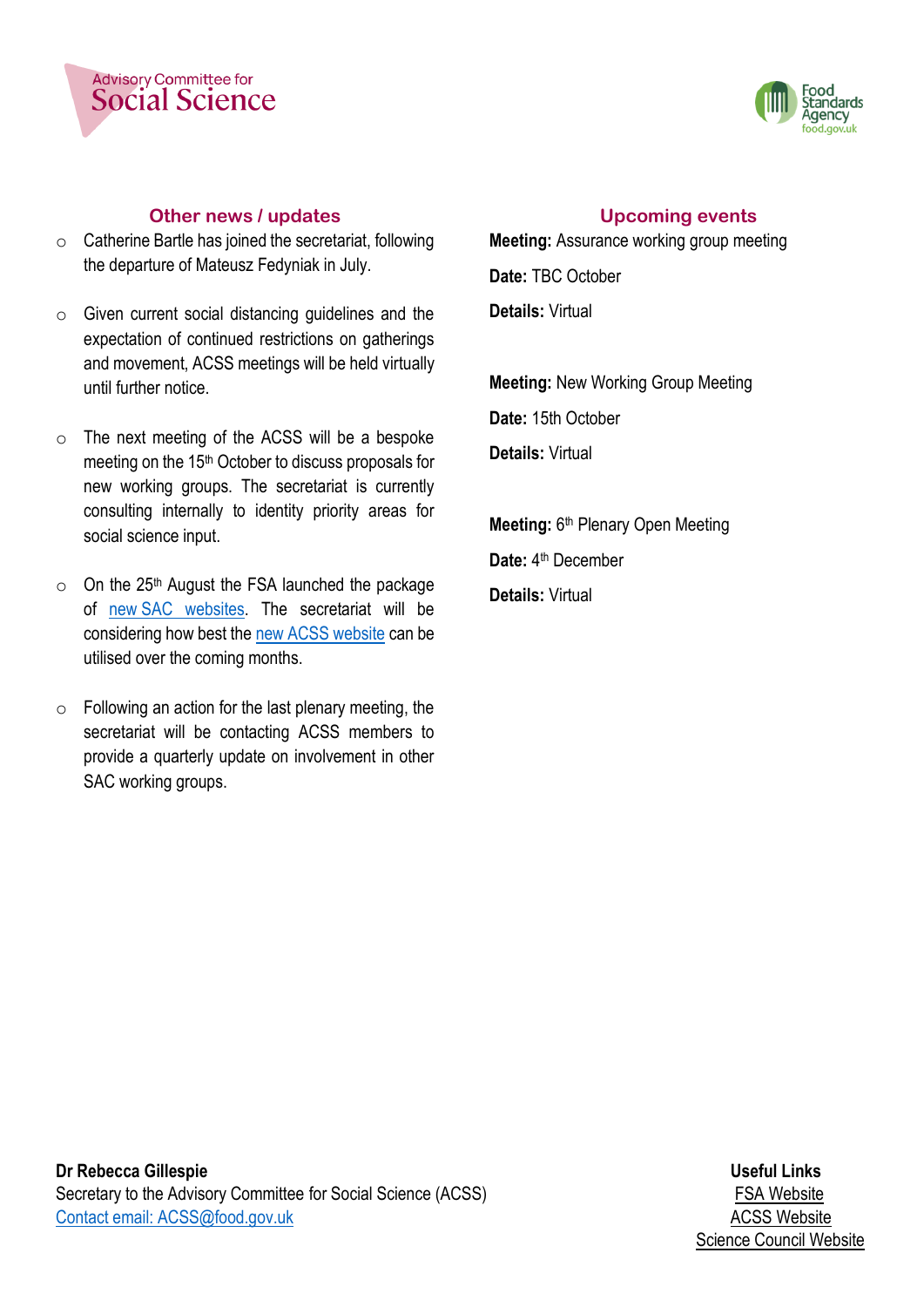## Other news / updates

- Catherine Bartle has joined the secretariat, following the departure of Mateusz Fedyniak in July.
- Given current social distancing guidelines and the expectation of continued restrictions on gatherings and movement, ACSS meetings will be held virtually until further notice.
- The next meeting of the ACSS will be a bespoke meeting on the 15th October to discuss proposals for new working groups. The secretariat is currently consulting internally to identity priority areas for social science input.
- On the 25th August the FSA launched the package of new SAC websites. The secretariat will be considering how best the new ACSS website can be utilised over the coming months.
- Following an action for the last plenary meeting, the secretariat will be contacting ACSS members to provide a quarterly update on involvement in other SAC working groups.

## Upcoming events

**Meeting:** Assurance working group meeting

**Date:** TBC October

**Details:** Virtual

**Meeting:** New Working Group Meeting

**Date:** 15th October

**Details:** Virtual

**Meeting:** 6th Plenary Open Meeting

**Date:** 4th December

**Details:** Virtual

**Dr Rebecca Gillespie**
Secretary to the Advisory Committee for Social Science (ACSS)
Contact email: ACSS@food.gov.uk

**Useful Links**
FSA Website
ACSS Website
Science Council Website